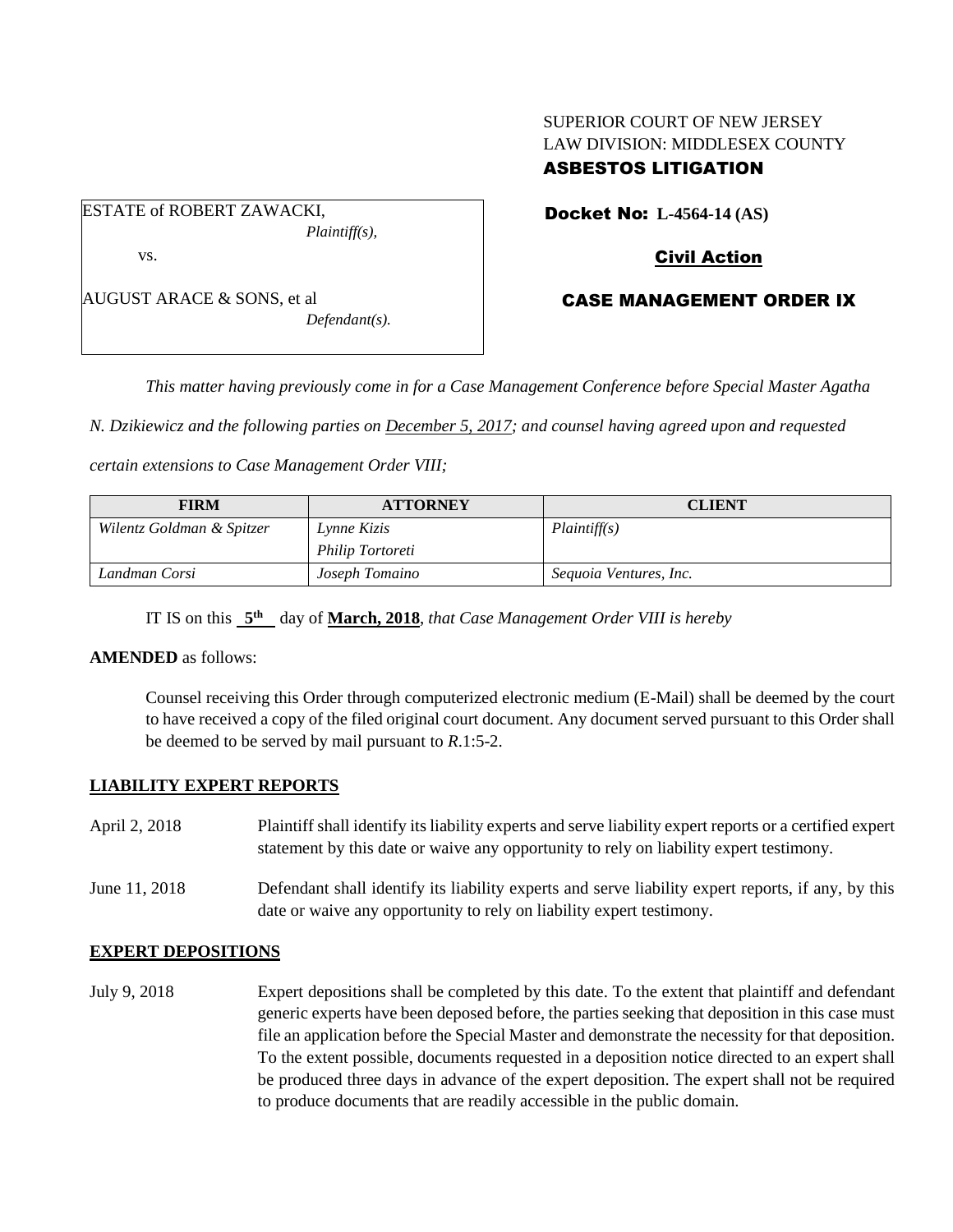SUPERIOR COURT OF NEW JERSEY
LAW DIVISION: MIDDLESEX COUNTY
**ASBESTOS LITIGATION**

ESTATE of ROBERT ZAWACKI,
*Plaintiff(s),*

vs.

AUGUST ARACE & SONS, et al
*Defendant(s).*

**Docket No: L-4564-14 (AS)**

**Civil Action**

**CASE MANAGEMENT ORDER IX**

*This matter having previously come in for a Case Management Conference before Special Master Agatha N. Dzikiewicz and the following parties on December 5, 2017; and counsel having agreed upon and requested certain extensions to Case Management Order VIII;*

| FIRM | ATTORNEY | CLIENT |
|---|---|---|
| *Wilentz Goldman & Spitzer* | *Lynne Kizis*<br>*Philip Tortoreti* | *Plaintiff(s)* |
| *Landman Corsi* | *Joseph Tomaino* | *Sequoia Ventures, Inc.* |

IT IS on this **5th** day of **March, 2018**, *that Case Management Order VIII is hereby*

**AMENDED** as follows:

Counsel receiving this Order through computerized electronic medium (E-Mail) shall be deemed by the court to have received a copy of the filed original court document. Any document served pursuant to this Order shall be deemed to be served by mail pursuant to *R.*1:5-2.

## LIABILITY EXPERT REPORTS

April 2, 2018 — Plaintiff shall identify its liability experts and serve liability expert reports or a certified expert statement by this date or waive any opportunity to rely on liability expert testimony.

June 11, 2018 — Defendant shall identify its liability experts and serve liability expert reports, if any, by this date or waive any opportunity to rely on liability expert testimony.

## EXPERT DEPOSITIONS

July 9, 2018 — Expert depositions shall be completed by this date. To the extent that plaintiff and defendant generic experts have been deposed before, the parties seeking that deposition in this case must file an application before the Special Master and demonstrate the necessity for that deposition. To the extent possible, documents requested in a deposition notice directed to an expert shall be produced three days in advance of the expert deposition. The expert shall not be required to produce documents that are readily accessible in the public domain.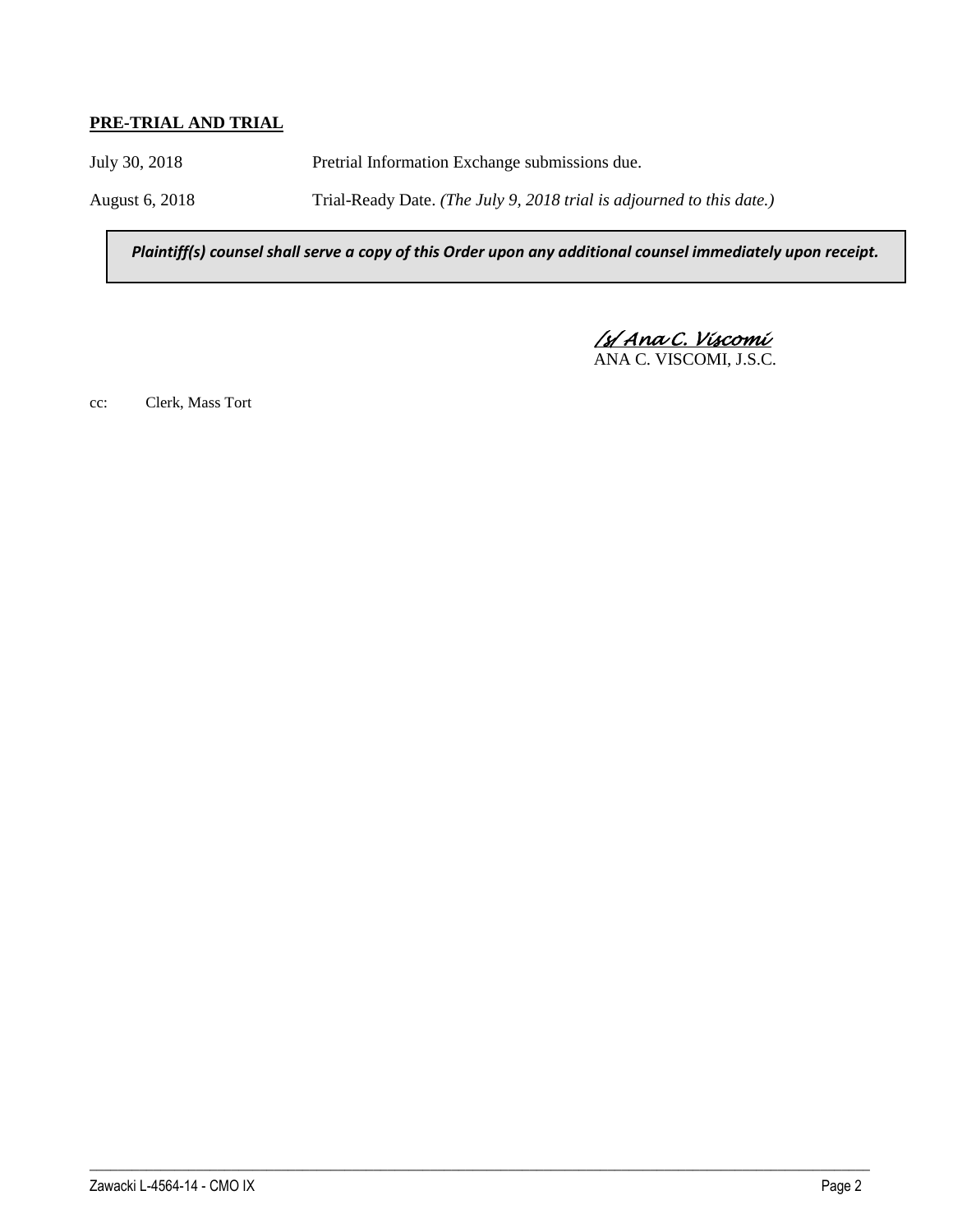**PRE-TRIAL AND TRIAL**

| | |
|---|---|
| July 30, 2018 | Pretrial Information Exchange submissions due. |
| August 6, 2018 | Trial-Ready Date. *(The July 9, 2018 trial is adjourned to this date.)* |

***Plaintiff(s) counsel shall serve a copy of this Order upon any additional counsel immediately upon receipt.***

*/s/ Ana C. Viscomi*
ANA C. VISCOMI, J.S.C.

cc: Clerk, Mass Tort